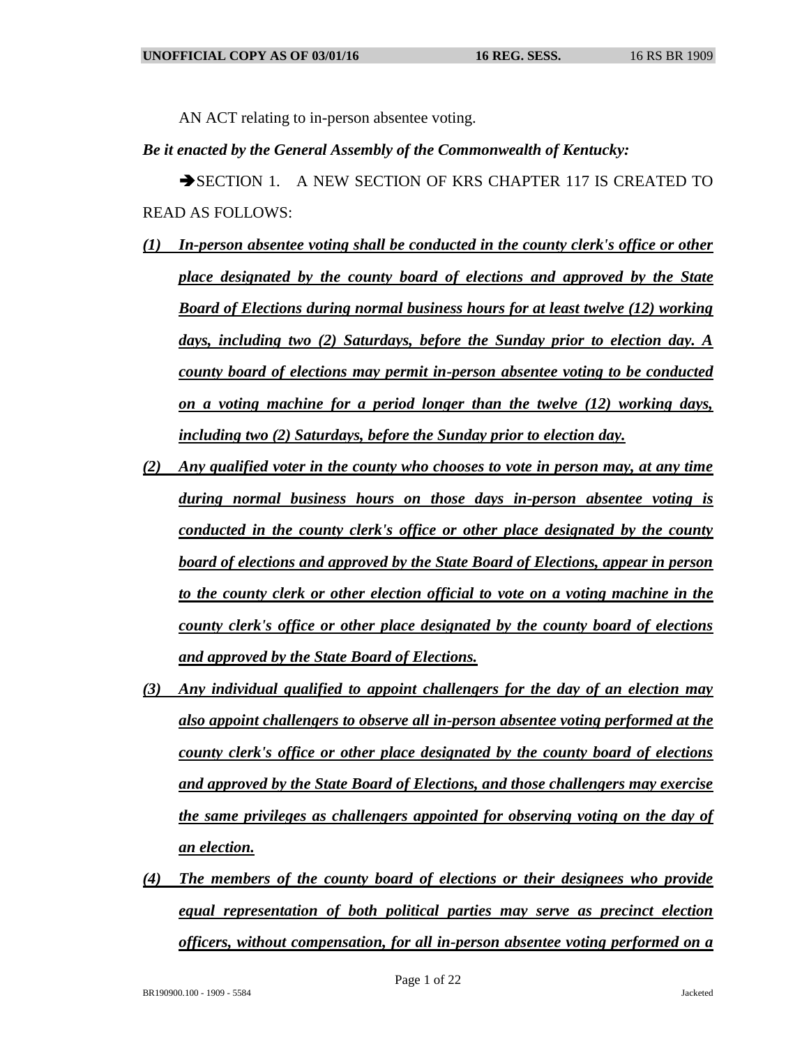AN ACT relating to in-person absentee voting.

***Be it enacted by the General Assembly of the Commonwealth of Kentucky:***

➔SECTION 1. A NEW SECTION OF KRS CHAPTER 117 IS CREATED TO READ AS FOLLOWS:

*(1) In-person absentee voting shall be conducted in the county clerk's office or other place designated by the county board of elections and approved by the State Board of Elections during normal business hours for at least twelve (12) working days, including two (2) Saturdays, before the Sunday prior to election day. A county board of elections may permit in-person absentee voting to be conducted on a voting machine for a period longer than the twelve (12) working days, including two (2) Saturdays, before the Sunday prior to election day.*

*(2) Any qualified voter in the county who chooses to vote in person may, at any time during normal business hours on those days in-person absentee voting is conducted in the county clerk's office or other place designated by the county board of elections and approved by the State Board of Elections, appear in person to the county clerk or other election official to vote on a voting machine in the county clerk's office or other place designated by the county board of elections and approved by the State Board of Elections.*

*(3) Any individual qualified to appoint challengers for the day of an election may also appoint challengers to observe all in-person absentee voting performed at the county clerk's office or other place designated by the county board of elections and approved by the State Board of Elections, and those challengers may exercise the same privileges as challengers appointed for observing voting on the day of an election.*

*(4) The members of the county board of elections or their designees who provide equal representation of both political parties may serve as precinct election officers, without compensation, for all in-person absentee voting performed on a*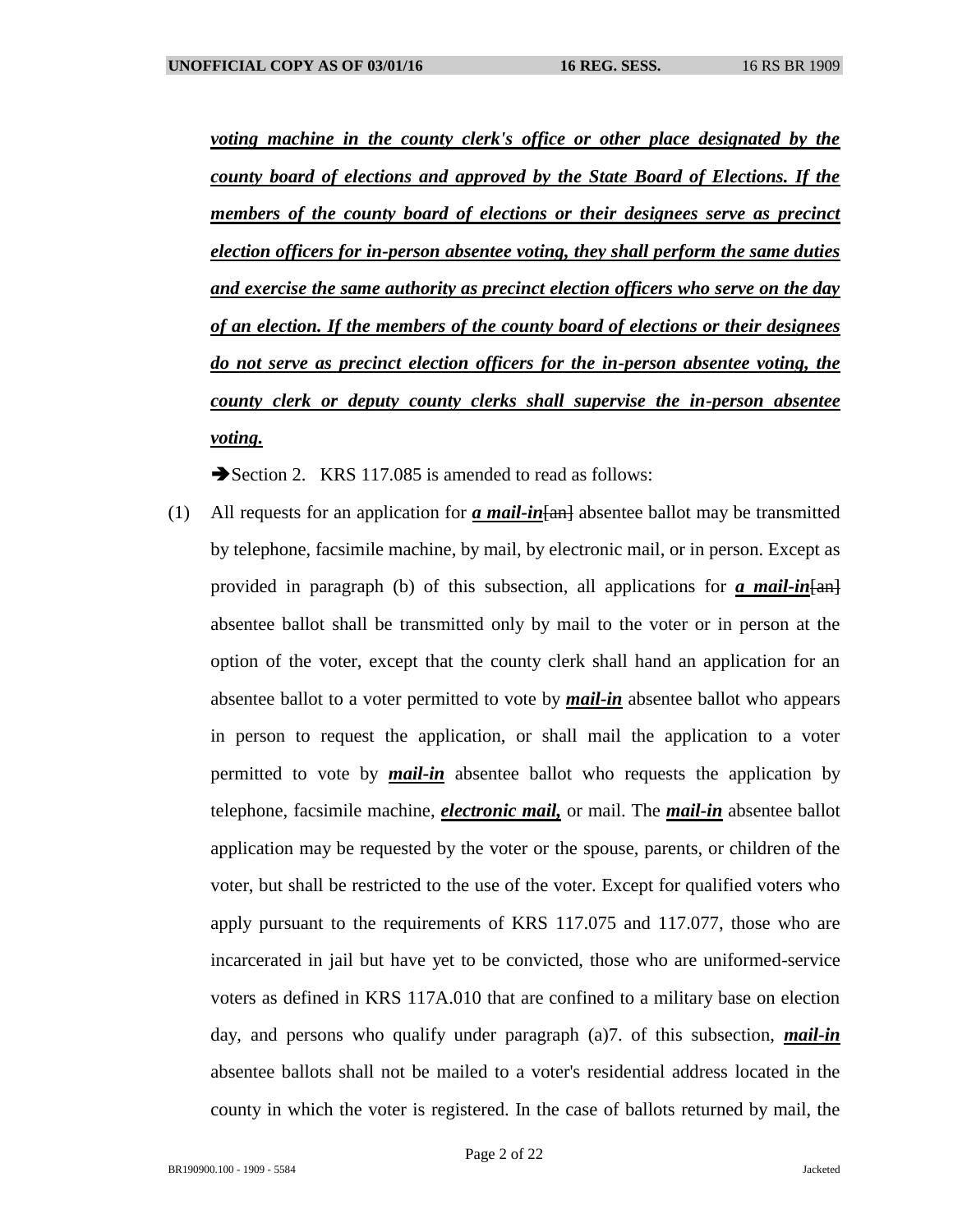***voting machine in the county clerk's office or other place designated by the county board of elections and approved by the State Board of Elections. If the members of the county board of elections or their designees serve as precinct election officers for in-person absentee voting, they shall perform the same duties and exercise the same authority as precinct election officers who serve on the day of an election. If the members of the county board of elections or their designees do not serve as precinct election officers for the in-person absentee voting, the county clerk or deputy county clerks shall supervise the in-person absentee voting.***

➔Section 2. KRS 117.085 is amended to read as follows:

(1) All requests for an application for ***a mail-in***~~[an]~~ absentee ballot may be transmitted by telephone, facsimile machine, by mail, by electronic mail, or in person. Except as provided in paragraph (b) of this subsection, all applications for ***a mail-in***~~[an]~~ absentee ballot shall be transmitted only by mail to the voter or in person at the option of the voter, except that the county clerk shall hand an application for an absentee ballot to a voter permitted to vote by ***mail-in*** absentee ballot who appears in person to request the application, or shall mail the application to a voter permitted to vote by ***mail-in*** absentee ballot who requests the application by telephone, facsimile machine, ***electronic mail,*** or mail. The ***mail-in*** absentee ballot application may be requested by the voter or the spouse, parents, or children of the voter, but shall be restricted to the use of the voter. Except for qualified voters who apply pursuant to the requirements of KRS 117.075 and 117.077, those who are incarcerated in jail but have yet to be convicted, those who are uniformed-service voters as defined in KRS 117A.010 that are confined to a military base on election day, and persons who qualify under paragraph (a)7. of this subsection, ***mail-in*** absentee ballots shall not be mailed to a voter's residential address located in the county in which the voter is registered. In the case of ballots returned by mail, the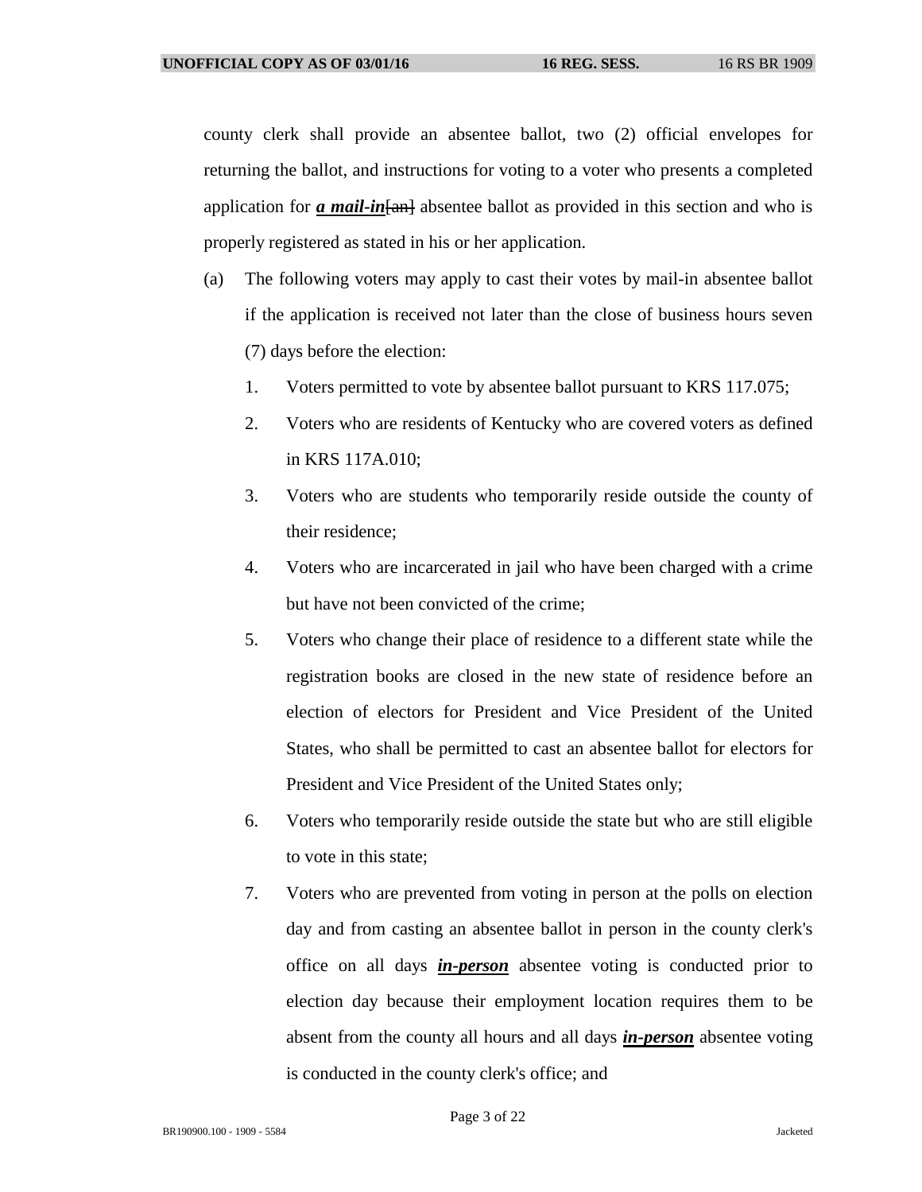county clerk shall provide an absentee ballot, two (2) official envelopes for returning the ballot, and instructions for voting to a voter who presents a completed application for ***a mail-in***~~[an]~~ absentee ballot as provided in this section and who is properly registered as stated in his or her application.

(a) The following voters may apply to cast their votes by mail-in absentee ballot if the application is received not later than the close of business hours seven (7) days before the election:

1. Voters permitted to vote by absentee ballot pursuant to KRS 117.075;
2. Voters who are residents of Kentucky who are covered voters as defined in KRS 117A.010;
3. Voters who are students who temporarily reside outside the county of their residence;
4. Voters who are incarcerated in jail who have been charged with a crime but have not been convicted of the crime;
5. Voters who change their place of residence to a different state while the registration books are closed in the new state of residence before an election of electors for President and Vice President of the United States, who shall be permitted to cast an absentee ballot for electors for President and Vice President of the United States only;
6. Voters who temporarily reside outside the state but who are still eligible to vote in this state;
7. Voters who are prevented from voting in person at the polls on election day and from casting an absentee ballot in person in the county clerk's office on all days ***in-person*** absentee voting is conducted prior to election day because their employment location requires them to be absent from the county all hours and all days ***in-person*** absentee voting is conducted in the county clerk's office; and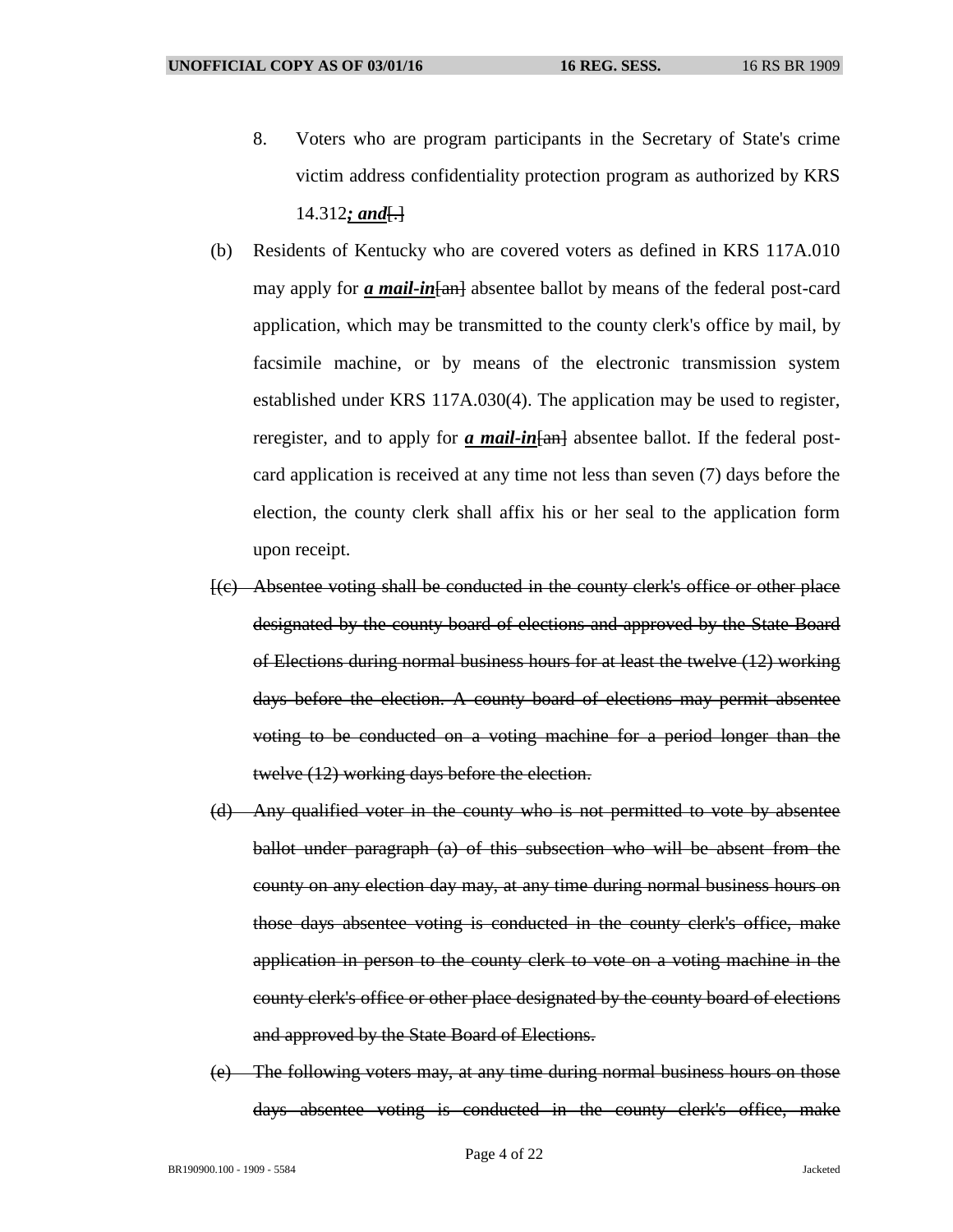8. Voters who are program participants in the Secretary of State's crime victim address confidentiality protection program as authorized by KRS 14.312***; and***[.]

(b) Residents of Kentucky who are covered voters as defined in KRS 117A.010 may apply for ***a mail-in***[~~an~~] absentee ballot by means of the federal post-card application, which may be transmitted to the county clerk's office by mail, by facsimile machine, or by means of the electronic transmission system established under KRS 117A.030(4). The application may be used to register, reregister, and to apply for ***a mail-in***[~~an~~] absentee ballot. If the federal post-card application is received at any time not less than seven (7) days before the election, the county clerk shall affix his or her seal to the application form upon receipt.

[~~(c) Absentee voting shall be conducted in the county clerk's office or other place designated by the county board of elections and approved by the State Board of Elections during normal business hours for at least the twelve (12) working days before the election. A county board of elections may permit absentee voting to be conducted on a voting machine for a period longer than the twelve (12) working days before the election.~~

~~(d) Any qualified voter in the county who is not permitted to vote by absentee ballot under paragraph (a) of this subsection who will be absent from the county on any election day may, at any time during normal business hours on those days absentee voting is conducted in the county clerk's office, make application in person to the county clerk to vote on a voting machine in the county clerk's office or other place designated by the county board of elections and approved by the State Board of Elections.~~

~~(e) The following voters may, at any time during normal business hours on those days absentee voting is conducted in the county clerk's office, make~~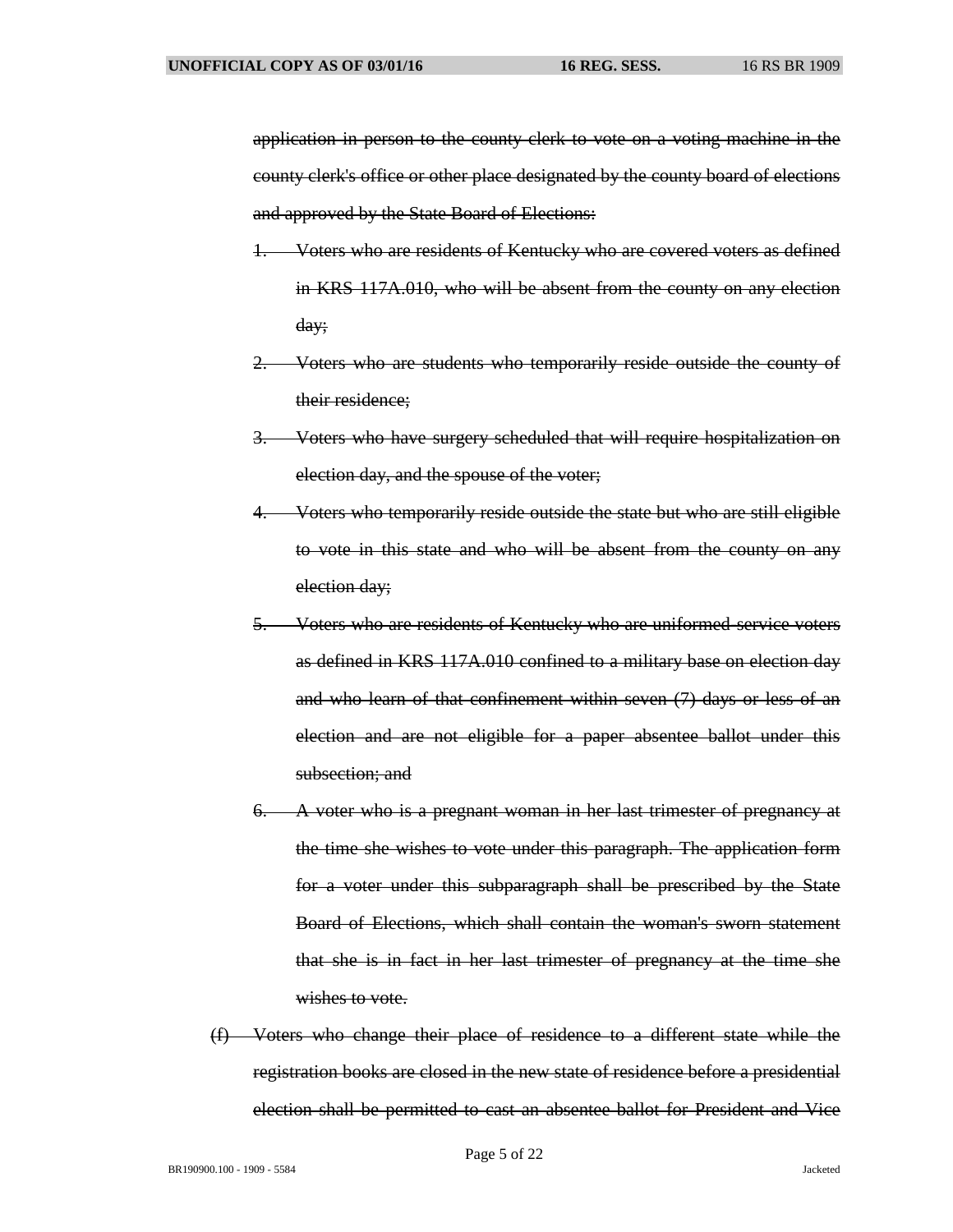~~application in person to the county clerk to vote on a voting machine in the county clerk's office or other place designated by the county board of elections and approved by the State Board of Elections:~~

~~1. Voters who are residents of Kentucky who are covered voters as defined in KRS 117A.010, who will be absent from the county on any election day;~~

~~2. Voters who are students who temporarily reside outside the county of their residence;~~

~~3. Voters who have surgery scheduled that will require hospitalization on election day, and the spouse of the voter;~~

~~4. Voters who temporarily reside outside the state but who are still eligible to vote in this state and who will be absent from the county on any election day;~~

~~5. Voters who are residents of Kentucky who are uniformed-service voters as defined in KRS 117A.010 confined to a military base on election day and who learn of that confinement within seven (7) days or less of an election and are not eligible for a paper absentee ballot under this subsection; and~~

~~6. A voter who is a pregnant woman in her last trimester of pregnancy at the time she wishes to vote under this paragraph. The application form for a voter under this subparagraph shall be prescribed by the State Board of Elections, which shall contain the woman's sworn statement that she is in fact in her last trimester of pregnancy at the time she wishes to vote.~~

~~(f) Voters who change their place of residence to a different state while the registration books are closed in the new state of residence before a presidential election shall be permitted to cast an absentee ballot for President and Vice~~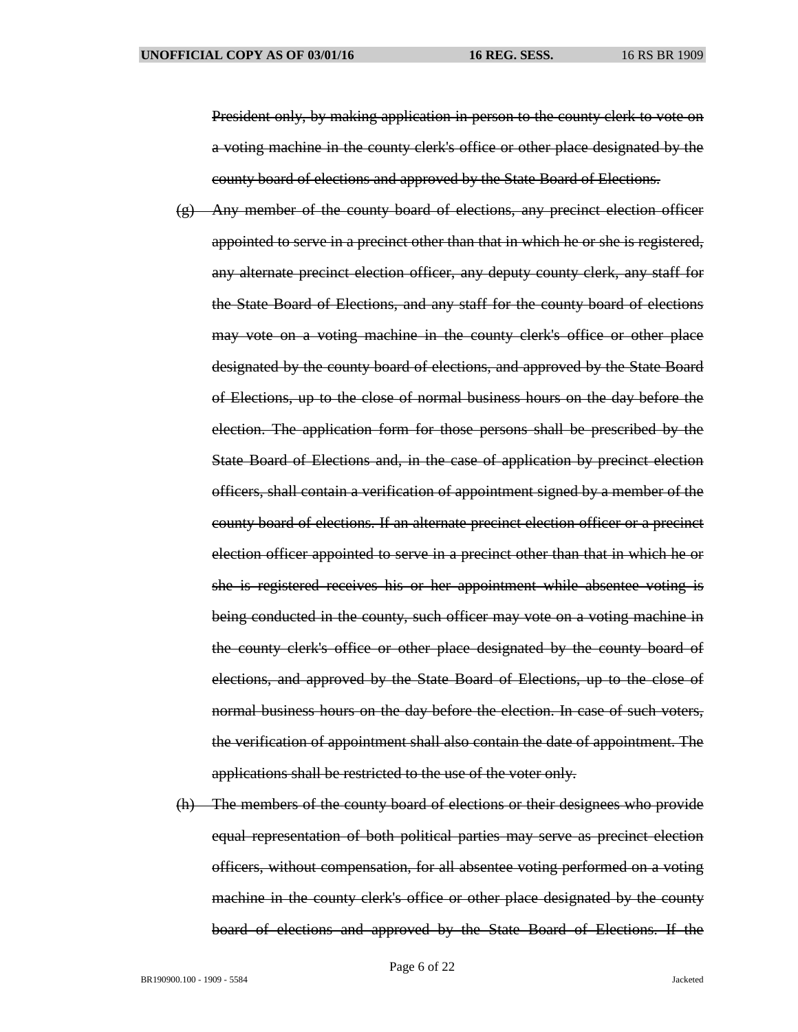~~President only, by making application in person to the county clerk to vote on a voting machine in the county clerk's office or other place designated by the county board of elections and approved by the State Board of Elections.~~

~~(g) Any member of the county board of elections, any precinct election officer appointed to serve in a precinct other than that in which he or she is registered, any alternate precinct election officer, any deputy county clerk, any staff for the State Board of Elections, and any staff for the county board of elections may vote on a voting machine in the county clerk's office or other place designated by the county board of elections, and approved by the State Board of Elections, up to the close of normal business hours on the day before the election. The application form for those persons shall be prescribed by the State Board of Elections and, in the case of application by precinct election officers, shall contain a verification of appointment signed by a member of the county board of elections. If an alternate precinct election officer or a precinct election officer appointed to serve in a precinct other than that in which he or she is registered receives his or her appointment while absentee voting is being conducted in the county, such officer may vote on a voting machine in the county clerk's office or other place designated by the county board of elections, and approved by the State Board of Elections, up to the close of normal business hours on the day before the election. In case of such voters, the verification of appointment shall also contain the date of appointment. The applications shall be restricted to the use of the voter only.~~

~~(h) The members of the county board of elections or their designees who provide equal representation of both political parties may serve as precinct election officers, without compensation, for all absentee voting performed on a voting machine in the county clerk's office or other place designated by the county board of elections and approved by the State Board of Elections. If the~~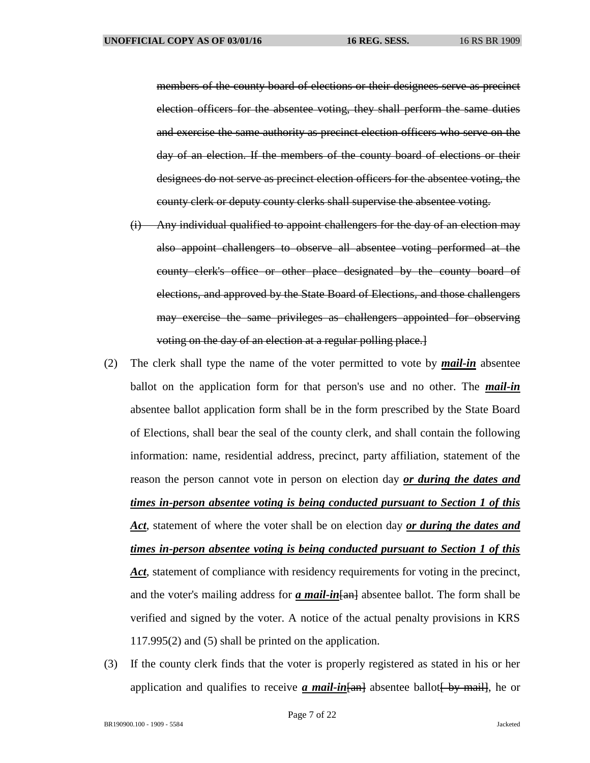members of the county board of elections or their designees serve as precinct election officers for the absentee voting, they shall perform the same duties and exercise the same authority as precinct election officers who serve on the day of an election. If the members of the county board of elections or their designees do not serve as precinct election officers for the absentee voting, the county clerk or deputy county clerks shall supervise the absentee voting.

(i) Any individual qualified to appoint challengers for the day of an election may also appoint challengers to observe all absentee voting performed at the county clerk's office or other place designated by the county board of elections, and approved by the State Board of Elections, and those challengers may exercise the same privileges as challengers appointed for observing voting on the day of an election at a regular polling place.]

(2) The clerk shall type the name of the voter permitted to vote by ***mail-in*** absentee ballot on the application form for that person's use and no other. The ***mail-in*** absentee ballot application form shall be in the form prescribed by the State Board of Elections, shall bear the seal of the county clerk, and shall contain the following information: name, residential address, precinct, party affiliation, statement of the reason the person cannot vote in person on election day ***or during the dates and times in-person absentee voting is being conducted pursuant to Section 1 of this Act***, statement of where the voter shall be on election day ***or during the dates and times in-person absentee voting is being conducted pursuant to Section 1 of this Act***, statement of compliance with residency requirements for voting in the precinct, and the voter's mailing address for ***a mail-in***[an] absentee ballot. The form shall be verified and signed by the voter. A notice of the actual penalty provisions in KRS 117.995(2) and (5) shall be printed on the application.

(3) If the county clerk finds that the voter is properly registered as stated in his or her application and qualifies to receive ***a mail-in***[an] absentee ballot[ by mail], he or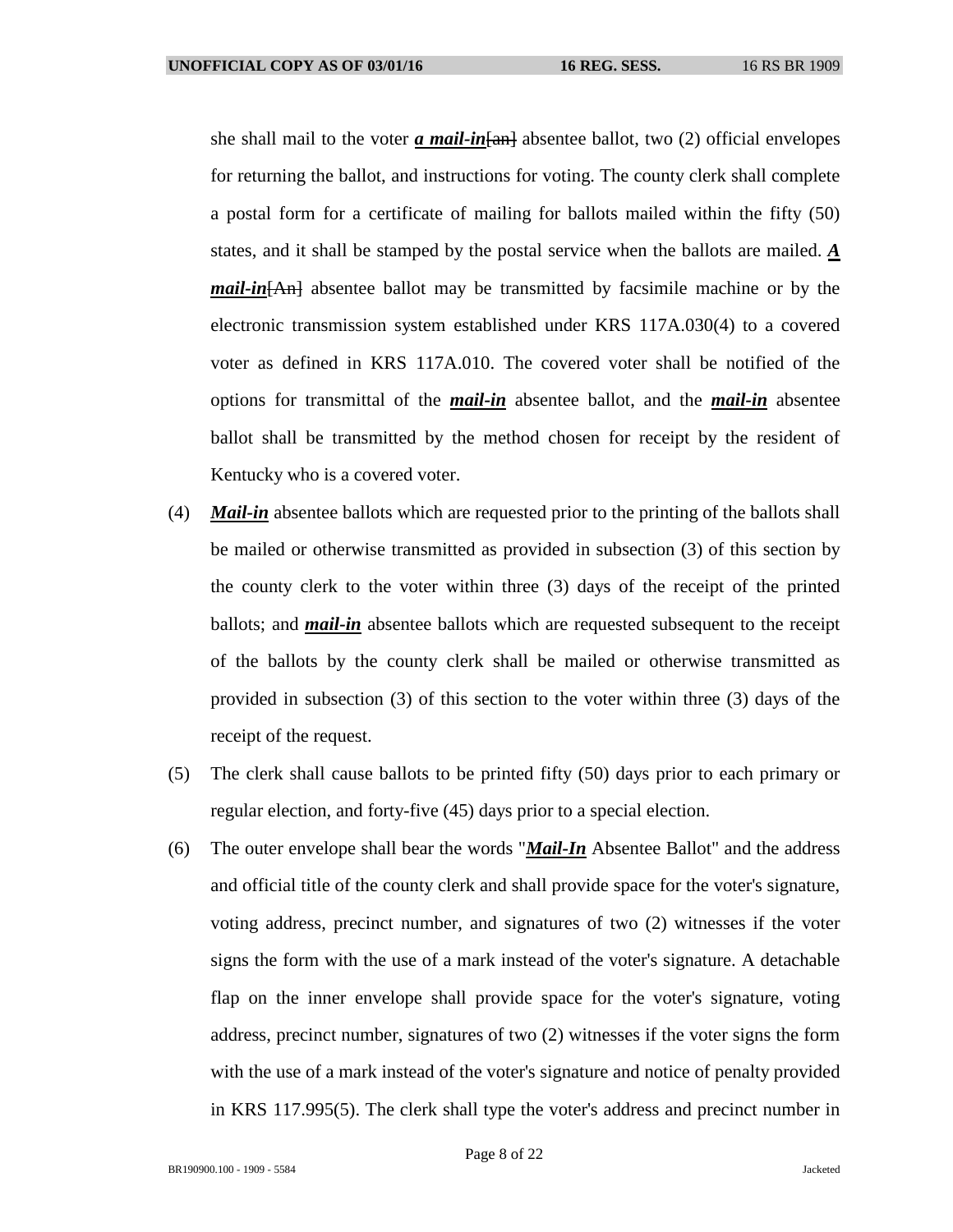she shall mail to the voter ***a mail-in***[an] absentee ballot, two (2) official envelopes for returning the ballot, and instructions for voting. The county clerk shall complete a postal form for a certificate of mailing for ballots mailed within the fifty (50) states, and it shall be stamped by the postal service when the ballots are mailed. ***A mail-in***[An] absentee ballot may be transmitted by facsimile machine or by the electronic transmission system established under KRS 117A.030(4) to a covered voter as defined in KRS 117A.010. The covered voter shall be notified of the options for transmittal of the ***mail-in*** absentee ballot, and the ***mail-in*** absentee ballot shall be transmitted by the method chosen for receipt by the resident of Kentucky who is a covered voter.

(4) ***Mail-in*** absentee ballots which are requested prior to the printing of the ballots shall be mailed or otherwise transmitted as provided in subsection (3) of this section by the county clerk to the voter within three (3) days of the receipt of the printed ballots; and ***mail-in*** absentee ballots which are requested subsequent to the receipt of the ballots by the county clerk shall be mailed or otherwise transmitted as provided in subsection (3) of this section to the voter within three (3) days of the receipt of the request.

(5) The clerk shall cause ballots to be printed fifty (50) days prior to each primary or regular election, and forty-five (45) days prior to a special election.

(6) The outer envelope shall bear the words "***Mail-In*** Absentee Ballot" and the address and official title of the county clerk and shall provide space for the voter's signature, voting address, precinct number, and signatures of two (2) witnesses if the voter signs the form with the use of a mark instead of the voter's signature. A detachable flap on the inner envelope shall provide space for the voter's signature, voting address, precinct number, signatures of two (2) witnesses if the voter signs the form with the use of a mark instead of the voter's signature and notice of penalty provided in KRS 117.995(5). The clerk shall type the voter's address and precinct number in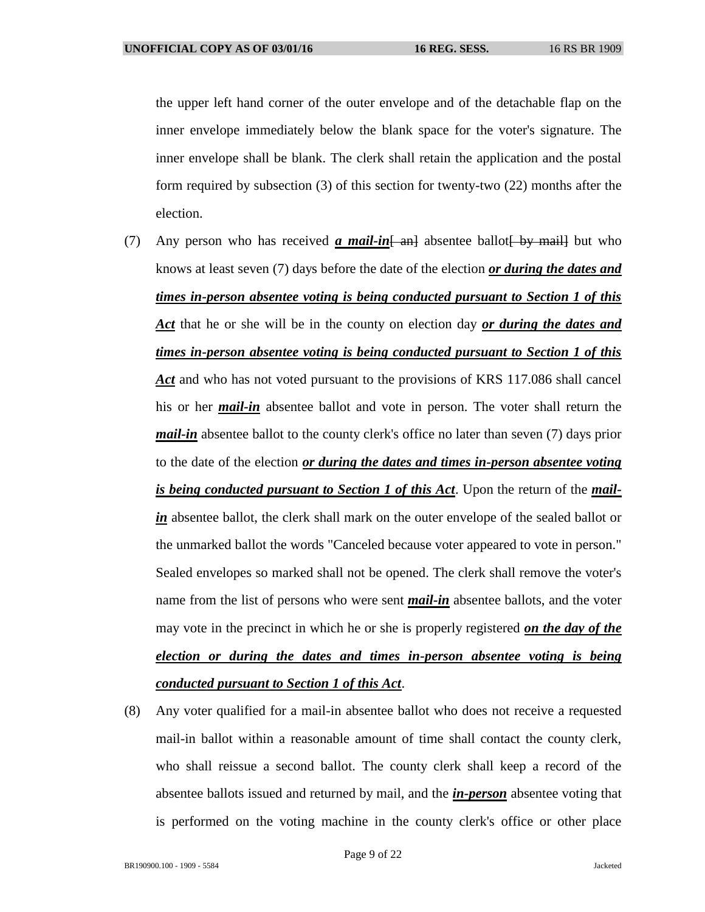the upper left hand corner of the outer envelope and of the detachable flap on the inner envelope immediately below the blank space for the voter's signature. The inner envelope shall be blank. The clerk shall retain the application and the postal form required by subsection (3) of this section for twenty-two (22) months after the election.

(7) Any person who has received ***a mail-in***~~[ an]~~ absentee ballot~~[ by mail]~~ but who knows at least seven (7) days before the date of the election ***or during the dates and times in-person absentee voting is being conducted pursuant to Section 1 of this Act*** that he or she will be in the county on election day ***or during the dates and times in-person absentee voting is being conducted pursuant to Section 1 of this Act*** and who has not voted pursuant to the provisions of KRS 117.086 shall cancel his or her ***mail-in*** absentee ballot and vote in person. The voter shall return the ***mail-in*** absentee ballot to the county clerk's office no later than seven (7) days prior to the date of the election ***or during the dates and times in-person absentee voting is being conducted pursuant to Section 1 of this Act***. Upon the return of the ***mail-in*** absentee ballot, the clerk shall mark on the outer envelope of the sealed ballot or the unmarked ballot the words "Canceled because voter appeared to vote in person." Sealed envelopes so marked shall not be opened. The clerk shall remove the voter's name from the list of persons who were sent ***mail-in*** absentee ballots, and the voter may vote in the precinct in which he or she is properly registered ***on the day of the election or during the dates and times in-person absentee voting is being conducted pursuant to Section 1 of this Act***.

(8) Any voter qualified for a mail-in absentee ballot who does not receive a requested mail-in ballot within a reasonable amount of time shall contact the county clerk, who shall reissue a second ballot. The county clerk shall keep a record of the absentee ballots issued and returned by mail, and the ***in-person*** absentee voting that is performed on the voting machine in the county clerk's office or other place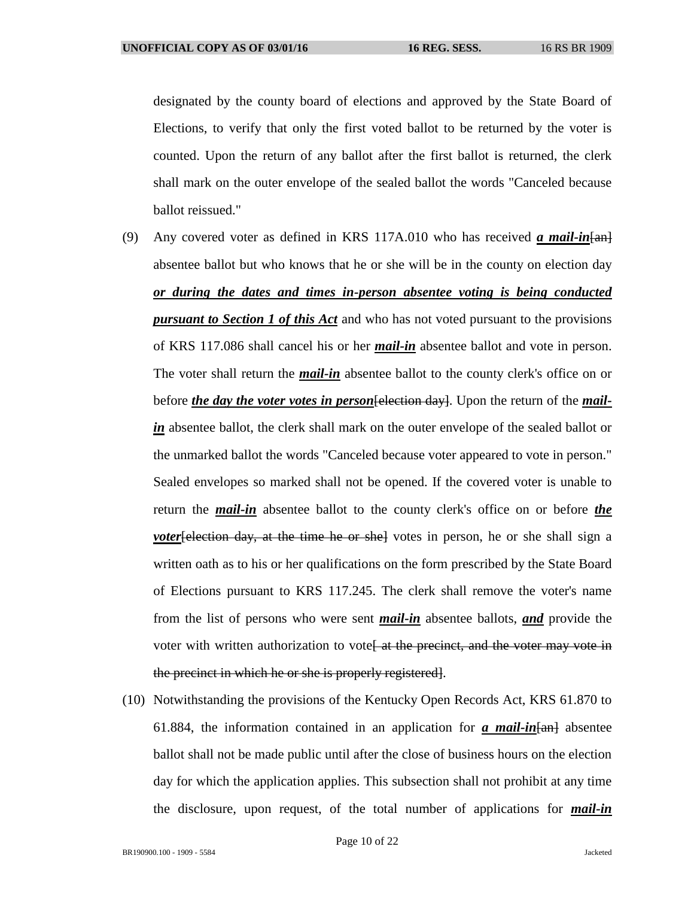designated by the county board of elections and approved by the State Board of Elections, to verify that only the first voted ballot to be returned by the voter is counted. Upon the return of any ballot after the first ballot is returned, the clerk shall mark on the outer envelope of the sealed ballot the words "Canceled because ballot reissued."

(9) Any covered voter as defined in KRS 117A.010 who has received ***a mail-in***~~[an]~~ absentee ballot but who knows that he or she will be in the county on election day ***or during the dates and times in-person absentee voting is being conducted pursuant to Section 1 of this Act*** and who has not voted pursuant to the provisions of KRS 117.086 shall cancel his or her ***mail-in*** absentee ballot and vote in person. The voter shall return the ***mail-in*** absentee ballot to the county clerk's office on or before ***the day the voter votes in person***~~[election day]~~. Upon the return of the ***mail-in*** absentee ballot, the clerk shall mark on the outer envelope of the sealed ballot or the unmarked ballot the words "Canceled because voter appeared to vote in person." Sealed envelopes so marked shall not be opened. If the covered voter is unable to return the ***mail-in*** absentee ballot to the county clerk's office on or before ***the voter***~~[election day, at the time he or she]~~ votes in person, he or she shall sign a written oath as to his or her qualifications on the form prescribed by the State Board of Elections pursuant to KRS 117.245. The clerk shall remove the voter's name from the list of persons who were sent ***mail-in*** absentee ballots, ***and*** provide the voter with written authorization to vote~~[ at the precinct, and the voter may vote in the precinct in which he or she is properly registered]~~.

(10) Notwithstanding the provisions of the Kentucky Open Records Act, KRS 61.870 to 61.884, the information contained in an application for ***a mail-in***~~[an]~~ absentee ballot shall not be made public until after the close of business hours on the election day for which the application applies. This subsection shall not prohibit at any time the disclosure, upon request, of the total number of applications for ***mail-in***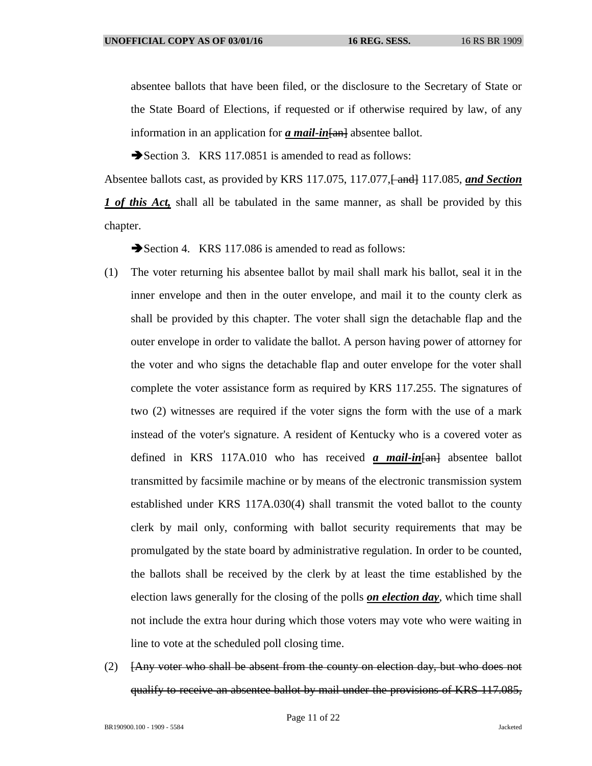absentee ballots that have been filed, or the disclosure to the Secretary of State or the State Board of Elections, if requested or if otherwise required by law, of any information in an application for ***a mail-in***~~[an]~~ absentee ballot.

➔Section 3. KRS 117.0851 is amended to read as follows:

Absentee ballots cast, as provided by KRS 117.075, 117.077,~~[ and]~~ 117.085, ***and Section 1 of this Act,*** shall all be tabulated in the same manner, as shall be provided by this chapter.

➔Section 4. KRS 117.086 is amended to read as follows:

(1) The voter returning his absentee ballot by mail shall mark his ballot, seal it in the inner envelope and then in the outer envelope, and mail it to the county clerk as shall be provided by this chapter. The voter shall sign the detachable flap and the outer envelope in order to validate the ballot. A person having power of attorney for the voter and who signs the detachable flap and outer envelope for the voter shall complete the voter assistance form as required by KRS 117.255. The signatures of two (2) witnesses are required if the voter signs the form with the use of a mark instead of the voter's signature. A resident of Kentucky who is a covered voter as defined in KRS 117A.010 who has received ***a mail-in***~~[an]~~ absentee ballot transmitted by facsimile machine or by means of the electronic transmission system established under KRS 117A.030(4) shall transmit the voted ballot to the county clerk by mail only, conforming with ballot security requirements that may be promulgated by the state board by administrative regulation. In order to be counted, the ballots shall be received by the clerk by at least the time established by the election laws generally for the closing of the polls ***on election day***, which time shall not include the extra hour during which those voters may vote who were waiting in line to vote at the scheduled poll closing time.

(2) ~~[Any voter who shall be absent from the county on election day, but who does not qualify to receive an absentee ballot by mail under the provisions of KRS 117.085,~~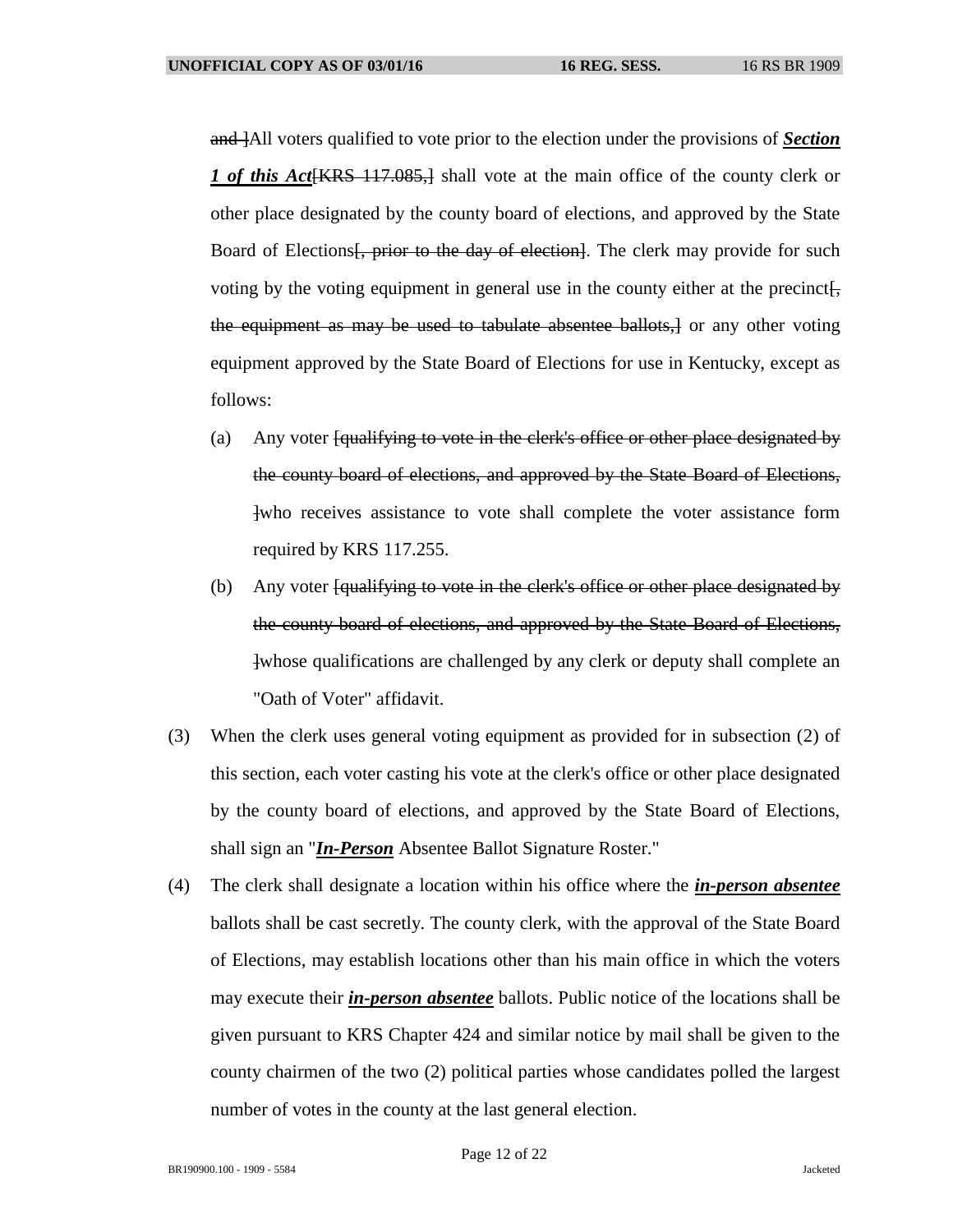~~and ]~~All voters qualified to vote prior to the election under the provisions of ***<u>Section 1 of this Act</u>***~~[KRS 117.085,]~~ shall vote at the main office of the county clerk or other place designated by the county board of elections, and approved by the State Board of Elections~~[, prior to the day of election]~~. The clerk may provide for such voting by the voting equipment in general use in the county either at the precinct~~[, the equipment as may be used to tabulate absentee ballots,]~~ or any other voting equipment approved by the State Board of Elections for use in Kentucky, except as follows:

(a) Any voter ~~[qualifying to vote in the clerk's office or other place designated by the county board of elections, and approved by the State Board of Elections, ]~~who receives assistance to vote shall complete the voter assistance form required by KRS 117.255.

(b) Any voter ~~[qualifying to vote in the clerk's office or other place designated by the county board of elections, and approved by the State Board of Elections, ]~~whose qualifications are challenged by any clerk or deputy shall complete an "Oath of Voter" affidavit.

(3) When the clerk uses general voting equipment as provided for in subsection (2) of this section, each voter casting his vote at the clerk's office or other place designated by the county board of elections, and approved by the State Board of Elections, shall sign an "***<u>In-Person</u>*** Absentee Ballot Signature Roster."

(4) The clerk shall designate a location within his office where the ***<u>in-person absentee</u>*** ballots shall be cast secretly. The county clerk, with the approval of the State Board of Elections, may establish locations other than his main office in which the voters may execute their ***<u>in-person absentee</u>*** ballots. Public notice of the locations shall be given pursuant to KRS Chapter 424 and similar notice by mail shall be given to the county chairmen of the two (2) political parties whose candidates polled the largest number of votes in the county at the last general election.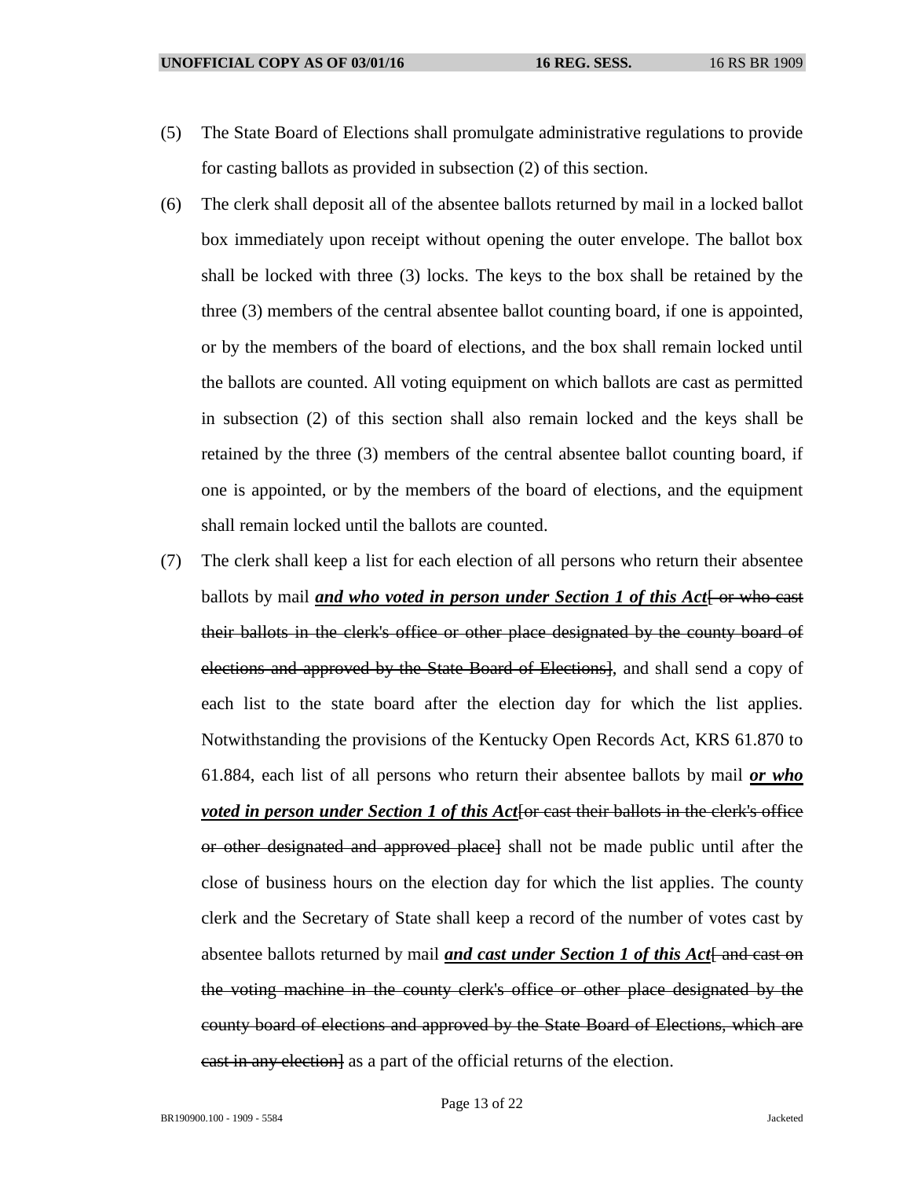(5) The State Board of Elections shall promulgate administrative regulations to provide for casting ballots as provided in subsection (2) of this section.

(6) The clerk shall deposit all of the absentee ballots returned by mail in a locked ballot box immediately upon receipt without opening the outer envelope. The ballot box shall be locked with three (3) locks. The keys to the box shall be retained by the three (3) members of the central absentee ballot counting board, if one is appointed, or by the members of the board of elections, and the box shall remain locked until the ballots are counted. All voting equipment on which ballots are cast as permitted in subsection (2) of this section shall also remain locked and the keys shall be retained by the three (3) members of the central absentee ballot counting board, if one is appointed, or by the members of the board of elections, and the equipment shall remain locked until the ballots are counted.

(7) The clerk shall keep a list for each election of all persons who return their absentee ballots by mail ***and who voted in person under Section 1 of this Act***~~[ or who cast their ballots in the clerk's office or other place designated by the county board of elections and approved by the State Board of Elections]~~, and shall send a copy of each list to the state board after the election day for which the list applies. Notwithstanding the provisions of the Kentucky Open Records Act, KRS 61.870 to 61.884, each list of all persons who return their absentee ballots by mail ***or who voted in person under Section 1 of this Act***~~[or cast their ballots in the clerk's office or other designated and approved place]~~ shall not be made public until after the close of business hours on the election day for which the list applies. The county clerk and the Secretary of State shall keep a record of the number of votes cast by absentee ballots returned by mail ***and cast under Section 1 of this Act***~~[ and cast on the voting machine in the county clerk's office or other place designated by the county board of elections and approved by the State Board of Elections, which are cast in any election]~~ as a part of the official returns of the election.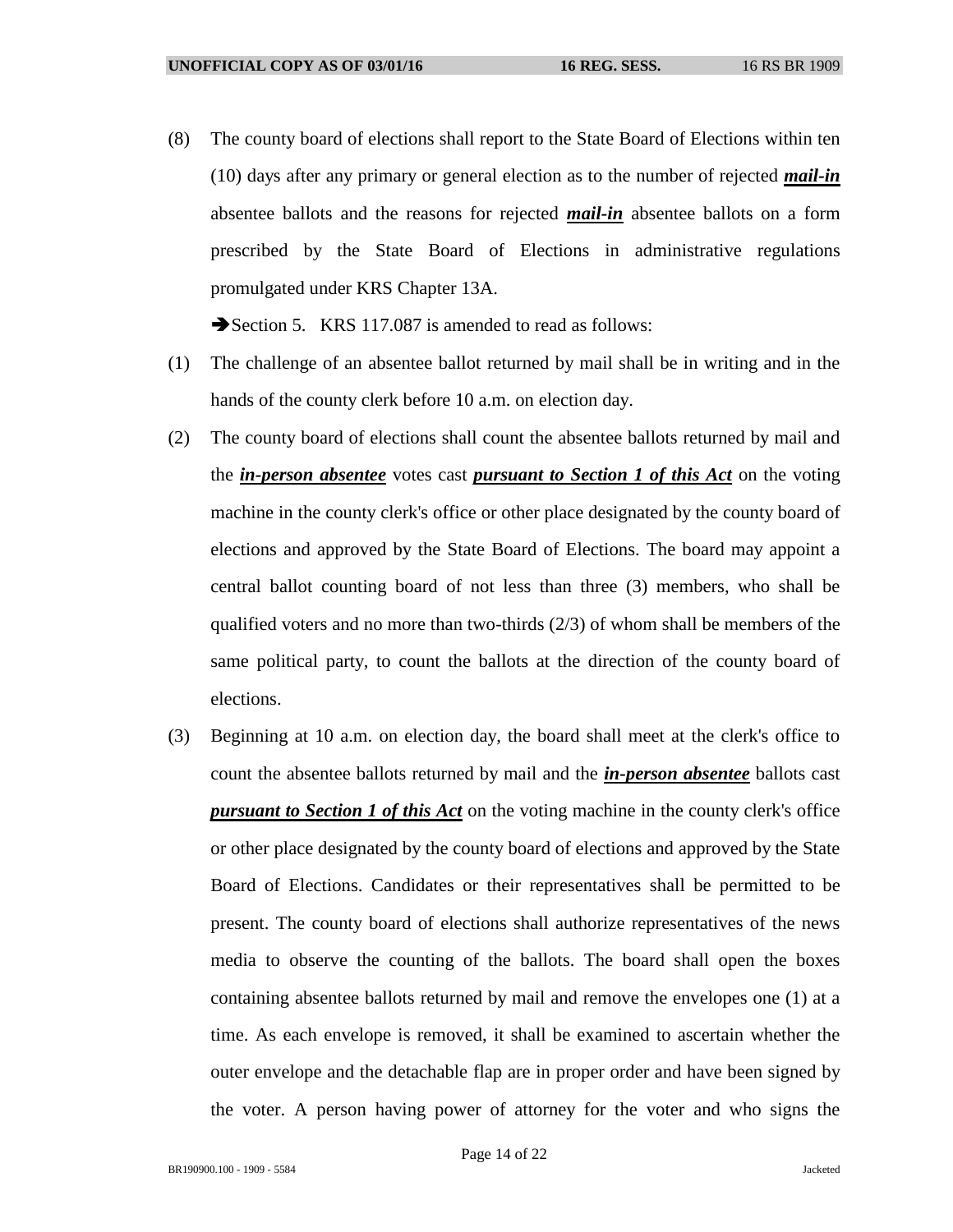(8) The county board of elections shall report to the State Board of Elections within ten (10) days after any primary or general election as to the number of rejected ***mail-in*** absentee ballots and the reasons for rejected ***mail-in*** absentee ballots on a form prescribed by the State Board of Elections in administrative regulations promulgated under KRS Chapter 13A.

➔Section 5. KRS 117.087 is amended to read as follows:

(1) The challenge of an absentee ballot returned by mail shall be in writing and in the hands of the county clerk before 10 a.m. on election day.

(2) The county board of elections shall count the absentee ballots returned by mail and the ***in-person absentee*** votes cast ***pursuant to Section 1 of this Act*** on the voting machine in the county clerk's office or other place designated by the county board of elections and approved by the State Board of Elections. The board may appoint a central ballot counting board of not less than three (3) members, who shall be qualified voters and no more than two-thirds (2/3) of whom shall be members of the same political party, to count the ballots at the direction of the county board of elections.

(3) Beginning at 10 a.m. on election day, the board shall meet at the clerk's office to count the absentee ballots returned by mail and the ***in-person absentee*** ballots cast ***pursuant to Section 1 of this Act*** on the voting machine in the county clerk's office or other place designated by the county board of elections and approved by the State Board of Elections. Candidates or their representatives shall be permitted to be present. The county board of elections shall authorize representatives of the news media to observe the counting of the ballots. The board shall open the boxes containing absentee ballots returned by mail and remove the envelopes one (1) at a time. As each envelope is removed, it shall be examined to ascertain whether the outer envelope and the detachable flap are in proper order and have been signed by the voter. A person having power of attorney for the voter and who signs the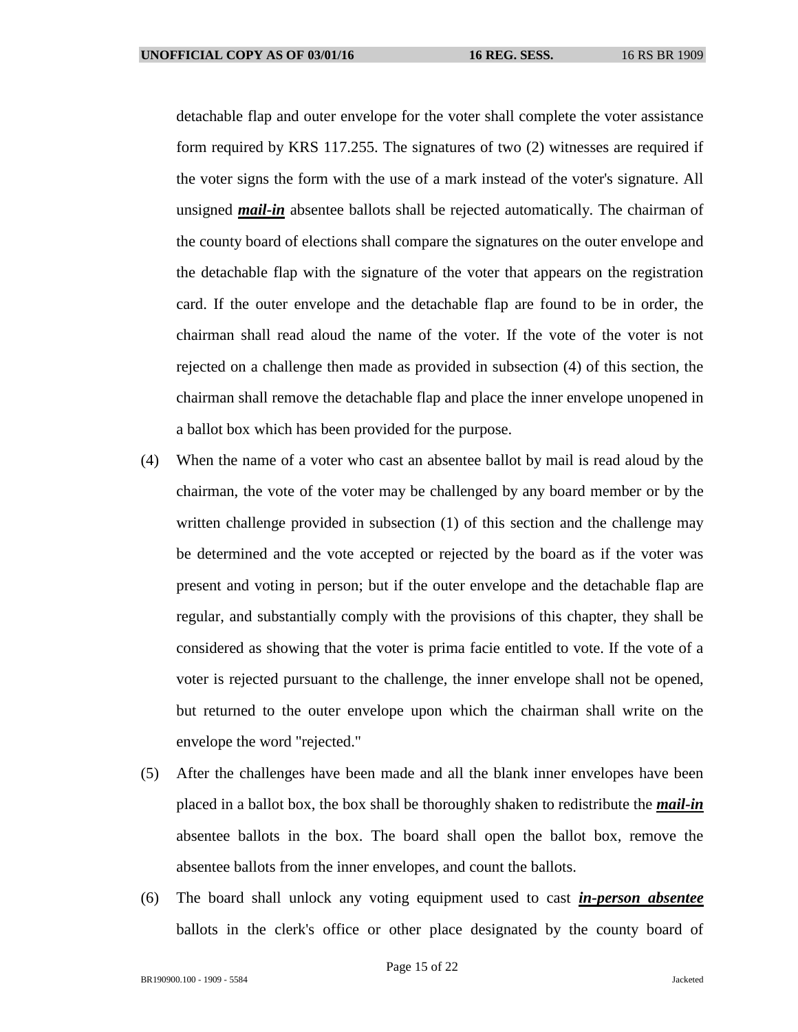detachable flap and outer envelope for the voter shall complete the voter assistance form required by KRS 117.255. The signatures of two (2) witnesses are required if the voter signs the form with the use of a mark instead of the voter's signature. All unsigned ***mail-in*** absentee ballots shall be rejected automatically. The chairman of the county board of elections shall compare the signatures on the outer envelope and the detachable flap with the signature of the voter that appears on the registration card. If the outer envelope and the detachable flap are found to be in order, the chairman shall read aloud the name of the voter. If the vote of the voter is not rejected on a challenge then made as provided in subsection (4) of this section, the chairman shall remove the detachable flap and place the inner envelope unopened in a ballot box which has been provided for the purpose.

(4) When the name of a voter who cast an absentee ballot by mail is read aloud by the chairman, the vote of the voter may be challenged by any board member or by the written challenge provided in subsection (1) of this section and the challenge may be determined and the vote accepted or rejected by the board as if the voter was present and voting in person; but if the outer envelope and the detachable flap are regular, and substantially comply with the provisions of this chapter, they shall be considered as showing that the voter is prima facie entitled to vote. If the vote of a voter is rejected pursuant to the challenge, the inner envelope shall not be opened, but returned to the outer envelope upon which the chairman shall write on the envelope the word "rejected."

(5) After the challenges have been made and all the blank inner envelopes have been placed in a ballot box, the box shall be thoroughly shaken to redistribute the ***mail-in*** absentee ballots in the box. The board shall open the ballot box, remove the absentee ballots from the inner envelopes, and count the ballots.

(6) The board shall unlock any voting equipment used to cast ***in-person absentee*** ballots in the clerk's office or other place designated by the county board of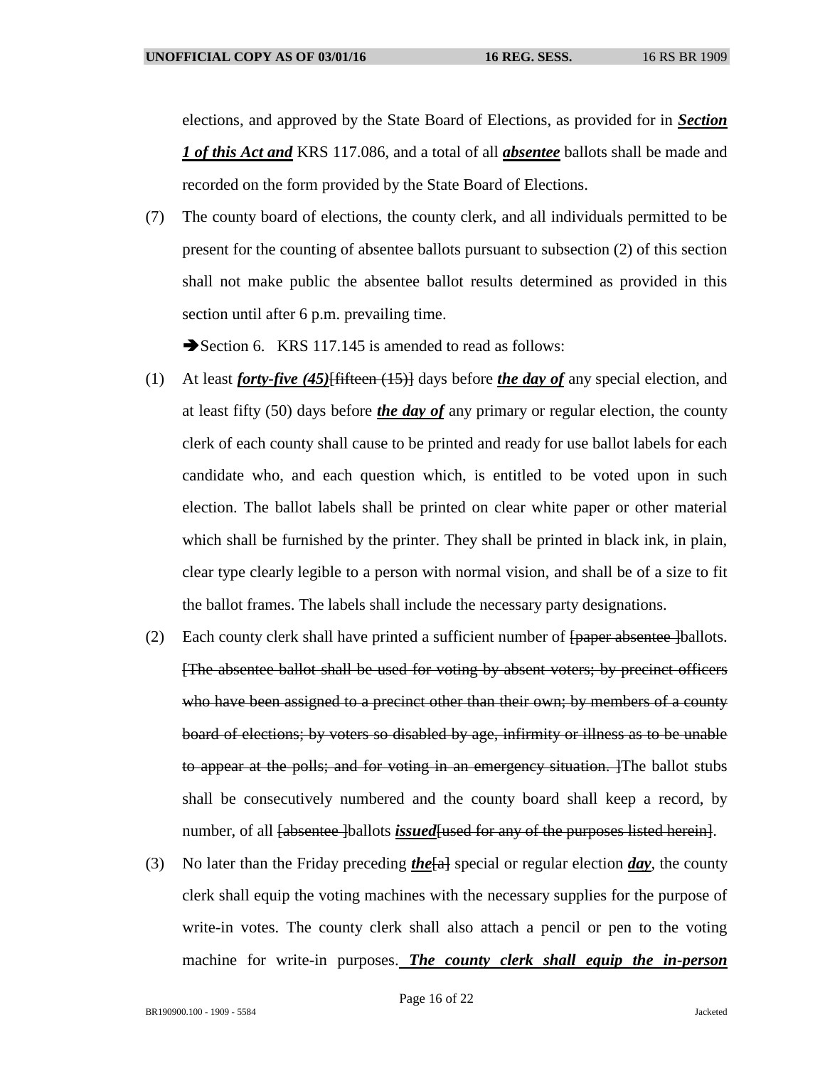elections, and approved by the State Board of Elections, as provided for in ***Section 1 of this Act and*** KRS 117.086, and a total of all ***absentee*** ballots shall be made and recorded on the form provided by the State Board of Elections.

(7) The county board of elections, the county clerk, and all individuals permitted to be present for the counting of absentee ballots pursuant to subsection (2) of this section shall not make public the absentee ballot results determined as provided in this section until after 6 p.m. prevailing time.

➔Section 6. KRS 117.145 is amended to read as follows:

(1) At least ***forty-five (45)***~~[fifteen (15)]~~ days before ***the day of*** any special election, and at least fifty (50) days before ***the day of*** any primary or regular election, the county clerk of each county shall cause to be printed and ready for use ballot labels for each candidate who, and each question which, is entitled to be voted upon in such election. The ballot labels shall be printed on clear white paper or other material which shall be furnished by the printer. They shall be printed in black ink, in plain, clear type clearly legible to a person with normal vision, and shall be of a size to fit the ballot frames. The labels shall include the necessary party designations.

(2) Each county clerk shall have printed a sufficient number of ~~[paper absentee ]~~ballots. ~~[The absentee ballot shall be used for voting by absent voters; by precinct officers who have been assigned to a precinct other than their own; by members of a county board of elections; by voters so disabled by age, infirmity or illness as to be unable to appear at the polls; and for voting in an emergency situation. ]~~The ballot stubs shall be consecutively numbered and the county board shall keep a record, by number, of all ~~[absentee ]~~ballots ***issued***~~[used for any of the purposes listed herein]~~.

(3) No later than the Friday preceding ***the***~~[a]~~ special or regular election ***day***, the county clerk shall equip the voting machines with the necessary supplies for the purpose of write-in votes. The county clerk shall also attach a pencil or pen to the voting machine for write-in purposes. ***The county clerk shall equip the in-person***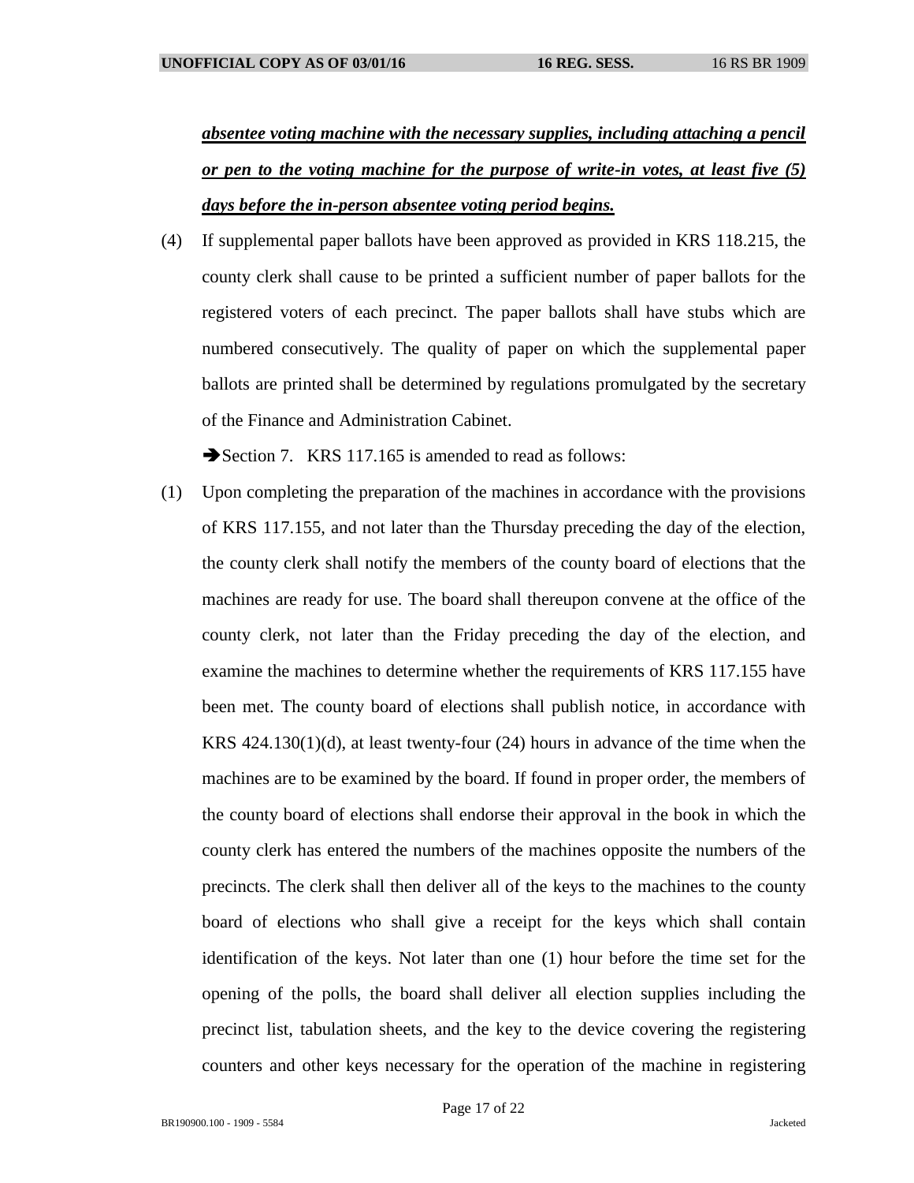***absentee voting machine with the necessary supplies, including attaching a pencil or pen to the voting machine for the purpose of write-in votes, at least five (5) days before the in-person absentee voting period begins.***

(4) If supplemental paper ballots have been approved as provided in KRS 118.215, the county clerk shall cause to be printed a sufficient number of paper ballots for the registered voters of each precinct. The paper ballots shall have stubs which are numbered consecutively. The quality of paper on which the supplemental paper ballots are printed shall be determined by regulations promulgated by the secretary of the Finance and Administration Cabinet.

➔Section 7. KRS 117.165 is amended to read as follows:

(1) Upon completing the preparation of the machines in accordance with the provisions of KRS 117.155, and not later than the Thursday preceding the day of the election, the county clerk shall notify the members of the county board of elections that the machines are ready for use. The board shall thereupon convene at the office of the county clerk, not later than the Friday preceding the day of the election, and examine the machines to determine whether the requirements of KRS 117.155 have been met. The county board of elections shall publish notice, in accordance with KRS 424.130(1)(d), at least twenty-four (24) hours in advance of the time when the machines are to be examined by the board. If found in proper order, the members of the county board of elections shall endorse their approval in the book in which the county clerk has entered the numbers of the machines opposite the numbers of the precincts. The clerk shall then deliver all of the keys to the machines to the county board of elections who shall give a receipt for the keys which shall contain identification of the keys. Not later than one (1) hour before the time set for the opening of the polls, the board shall deliver all election supplies including the precinct list, tabulation sheets, and the key to the device covering the registering counters and other keys necessary for the operation of the machine in registering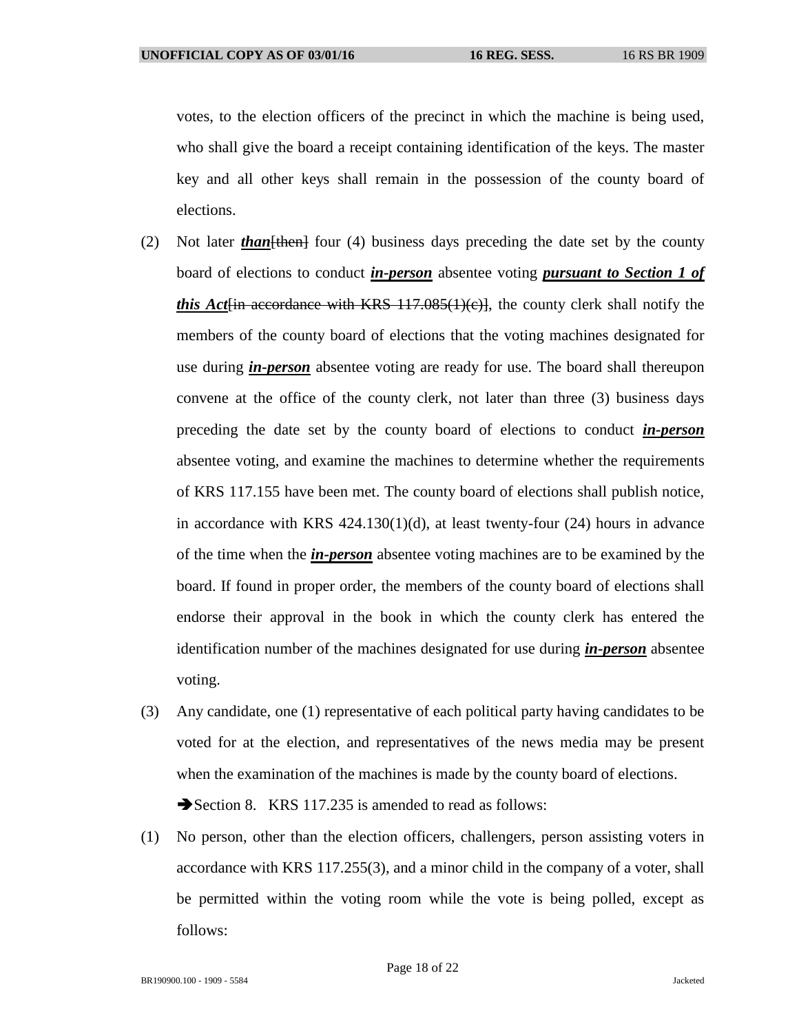votes, to the election officers of the precinct in which the machine is being used, who shall give the board a receipt containing identification of the keys. The master key and all other keys shall remain in the possession of the county board of elections.

(2) Not later ***than***~~[then]~~ four (4) business days preceding the date set by the county board of elections to conduct ***in-person*** absentee voting ***pursuant to Section 1 of this Act***~~[in accordance with KRS 117.085(1)(c)]~~, the county clerk shall notify the members of the county board of elections that the voting machines designated for use during ***in-person*** absentee voting are ready for use. The board shall thereupon convene at the office of the county clerk, not later than three (3) business days preceding the date set by the county board of elections to conduct ***in-person*** absentee voting, and examine the machines to determine whether the requirements of KRS 117.155 have been met. The county board of elections shall publish notice, in accordance with KRS 424.130(1)(d), at least twenty-four (24) hours in advance of the time when the ***in-person*** absentee voting machines are to be examined by the board. If found in proper order, the members of the county board of elections shall endorse their approval in the book in which the county clerk has entered the identification number of the machines designated for use during ***in-person*** absentee voting.

(3) Any candidate, one (1) representative of each political party having candidates to be voted for at the election, and representatives of the news media may be present when the examination of the machines is made by the county board of elections.

➔Section 8. KRS 117.235 is amended to read as follows:

(1) No person, other than the election officers, challengers, person assisting voters in accordance with KRS 117.255(3), and a minor child in the company of a voter, shall be permitted within the voting room while the vote is being polled, except as follows: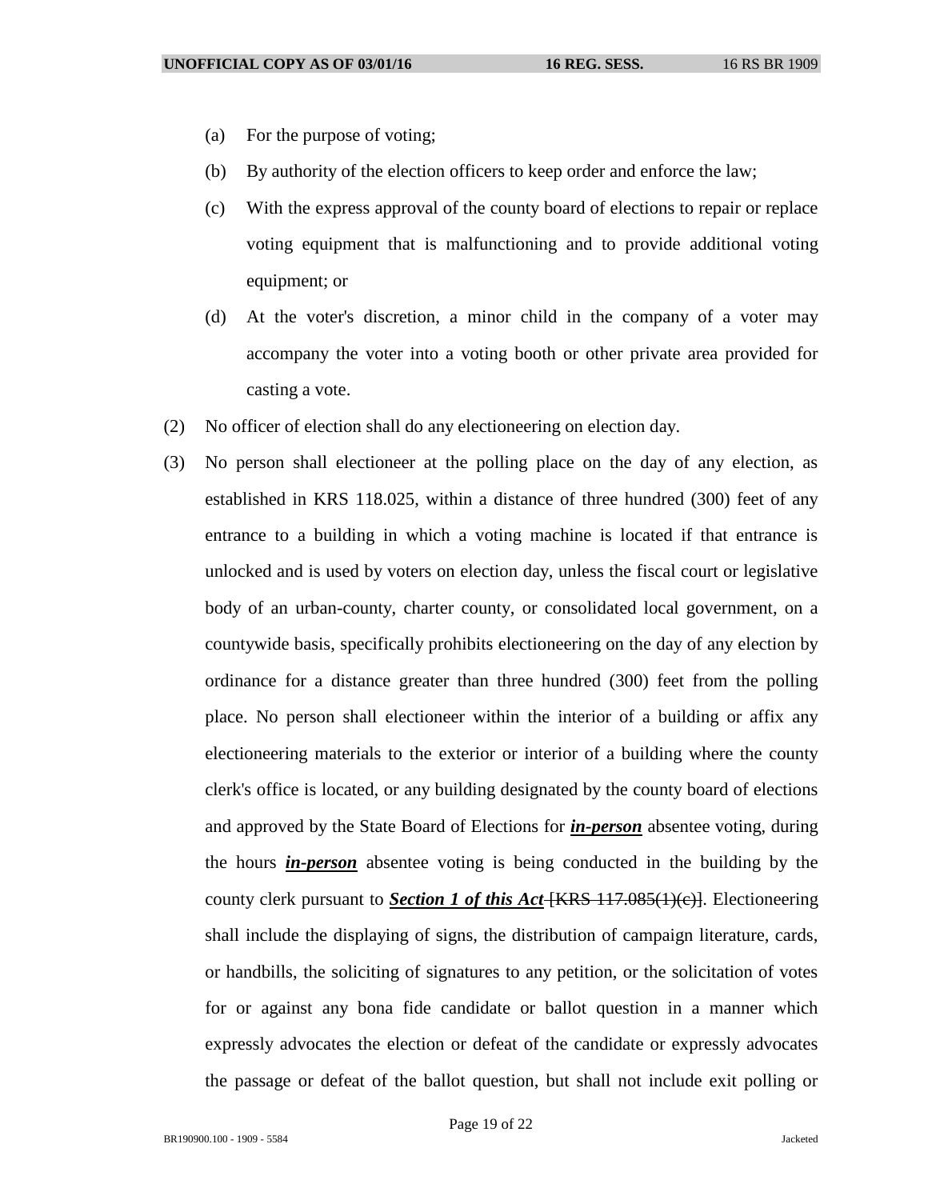(a) For the purpose of voting;

(b) By authority of the election officers to keep order and enforce the law;

(c) With the express approval of the county board of elections to repair or replace voting equipment that is malfunctioning and to provide additional voting equipment; or

(d) At the voter's discretion, a minor child in the company of a voter may accompany the voter into a voting booth or other private area provided for casting a vote.

(2) No officer of election shall do any electioneering on election day.

(3) No person shall electioneer at the polling place on the day of any election, as established in KRS 118.025, within a distance of three hundred (300) feet of any entrance to a building in which a voting machine is located if that entrance is unlocked and is used by voters on election day, unless the fiscal court or legislative body of an urban-county, charter county, or consolidated local government, on a countywide basis, specifically prohibits electioneering on the day of any election by ordinance for a distance greater than three hundred (300) feet from the polling place. No person shall electioneer within the interior of a building or affix any electioneering materials to the exterior or interior of a building where the county clerk's office is located, or any building designated by the county board of elections and approved by the State Board of Elections for ***in-person*** absentee voting, during the hours ***in-person*** absentee voting is being conducted in the building by the county clerk pursuant to ***Section 1 of this Act*** ~~[KRS 117.085(1)(c)]~~. Electioneering shall include the displaying of signs, the distribution of campaign literature, cards, or handbills, the soliciting of signatures to any petition, or the solicitation of votes for or against any bona fide candidate or ballot question in a manner which expressly advocates the election or defeat of the candidate or expressly advocates the passage or defeat of the ballot question, but shall not include exit polling or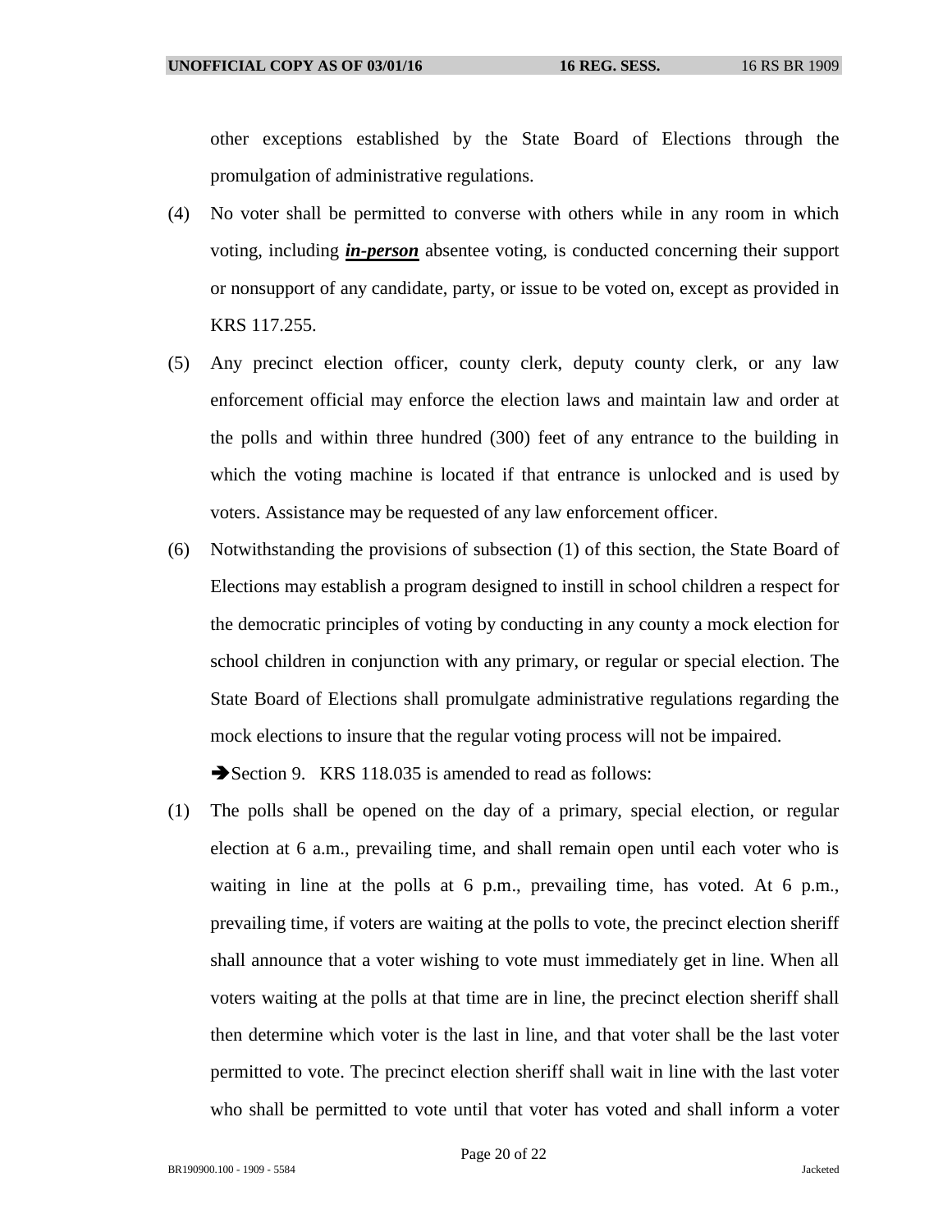other exceptions established by the State Board of Elections through the promulgation of administrative regulations.

(4) No voter shall be permitted to converse with others while in any room in which voting, including ***in-person*** absentee voting, is conducted concerning their support or nonsupport of any candidate, party, or issue to be voted on, except as provided in KRS 117.255.

(5) Any precinct election officer, county clerk, deputy county clerk, or any law enforcement official may enforce the election laws and maintain law and order at the polls and within three hundred (300) feet of any entrance to the building in which the voting machine is located if that entrance is unlocked and is used by voters. Assistance may be requested of any law enforcement officer.

(6) Notwithstanding the provisions of subsection (1) of this section, the State Board of Elections may establish a program designed to instill in school children a respect for the democratic principles of voting by conducting in any county a mock election for school children in conjunction with any primary, or regular or special election. The State Board of Elections shall promulgate administrative regulations regarding the mock elections to insure that the regular voting process will not be impaired.

➔Section 9. KRS 118.035 is amended to read as follows:

(1) The polls shall be opened on the day of a primary, special election, or regular election at 6 a.m., prevailing time, and shall remain open until each voter who is waiting in line at the polls at 6 p.m., prevailing time, has voted. At 6 p.m., prevailing time, if voters are waiting at the polls to vote, the precinct election sheriff shall announce that a voter wishing to vote must immediately get in line. When all voters waiting at the polls at that time are in line, the precinct election sheriff shall then determine which voter is the last in line, and that voter shall be the last voter permitted to vote. The precinct election sheriff shall wait in line with the last voter who shall be permitted to vote until that voter has voted and shall inform a voter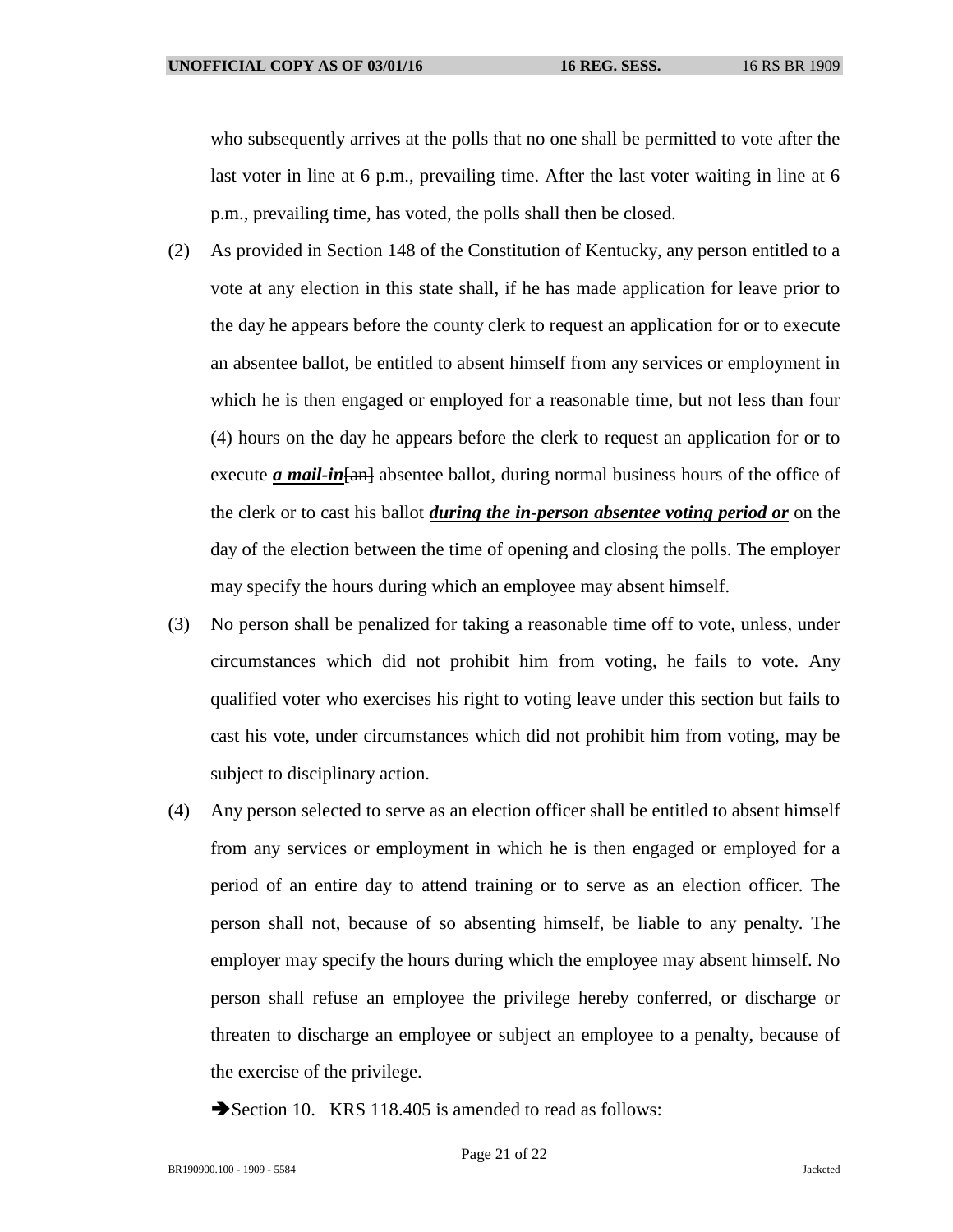who subsequently arrives at the polls that no one shall be permitted to vote after the last voter in line at 6 p.m., prevailing time. After the last voter waiting in line at 6 p.m., prevailing time, has voted, the polls shall then be closed.

(2) As provided in Section 148 of the Constitution of Kentucky, any person entitled to a vote at any election in this state shall, if he has made application for leave prior to the day he appears before the county clerk to request an application for or to execute an absentee ballot, be entitled to absent himself from any services or employment in which he is then engaged or employed for a reasonable time, but not less than four (4) hours on the day he appears before the clerk to request an application for or to execute ***a mail-in***~~[an]~~ absentee ballot, during normal business hours of the office of the clerk or to cast his ballot ***during the in-person absentee voting period or*** on the day of the election between the time of opening and closing the polls. The employer may specify the hours during which an employee may absent himself.

(3) No person shall be penalized for taking a reasonable time off to vote, unless, under circumstances which did not prohibit him from voting, he fails to vote. Any qualified voter who exercises his right to voting leave under this section but fails to cast his vote, under circumstances which did not prohibit him from voting, may be subject to disciplinary action.

(4) Any person selected to serve as an election officer shall be entitled to absent himself from any services or employment in which he is then engaged or employed for a period of an entire day to attend training or to serve as an election officer. The person shall not, because of so absenting himself, be liable to any penalty. The employer may specify the hours during which the employee may absent himself. No person shall refuse an employee the privilege hereby conferred, or discharge or threaten to discharge an employee or subject an employee to a penalty, because of the exercise of the privilege.

➔Section 10. KRS 118.405 is amended to read as follows: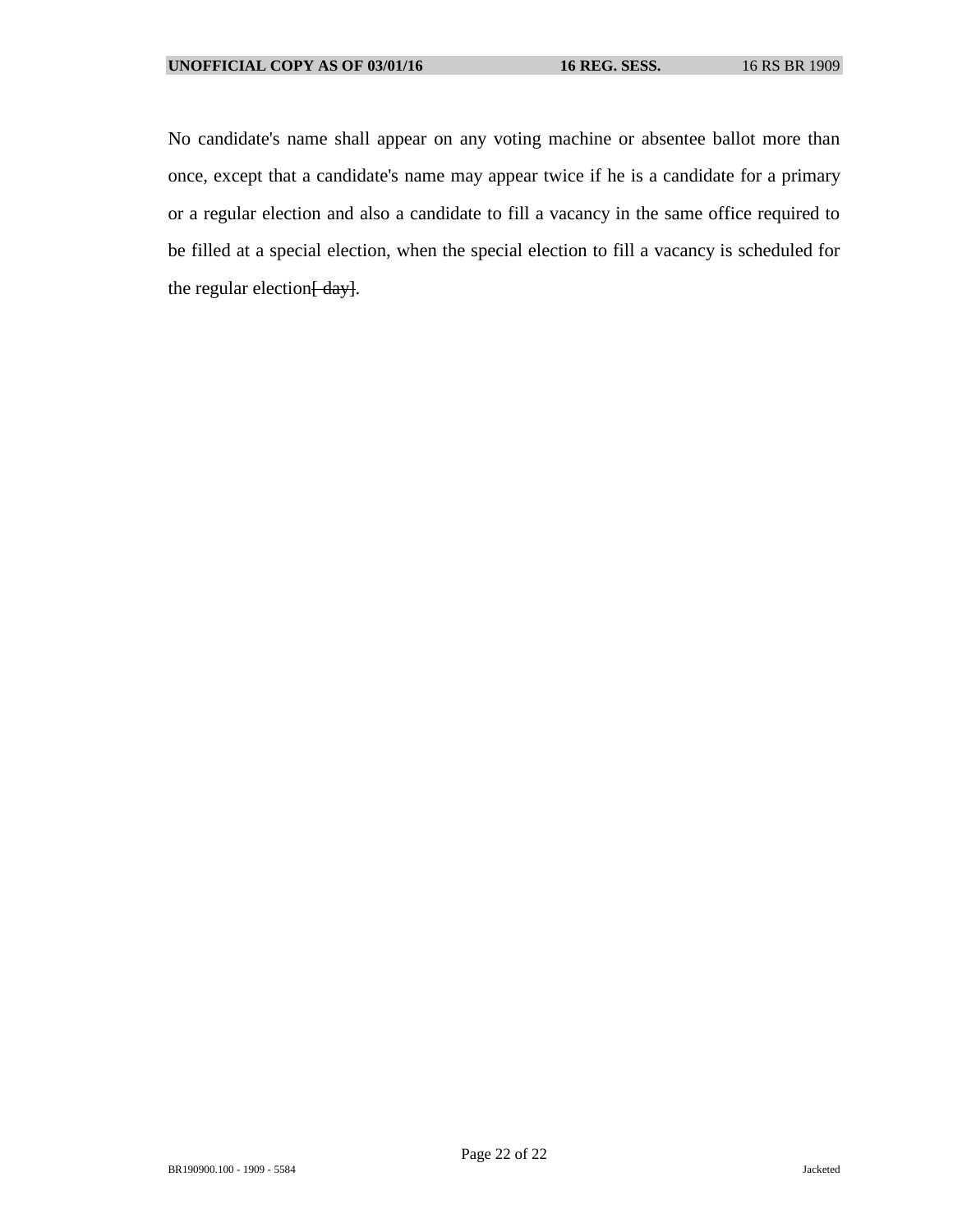No candidate's name shall appear on any voting machine or absentee ballot more than once, except that a candidate's name may appear twice if he is a candidate for a primary or a regular election and also a candidate to fill a vacancy in the same office required to be filled at a special election, when the special election to fill a vacancy is scheduled for the regular election~~[ day]~~.